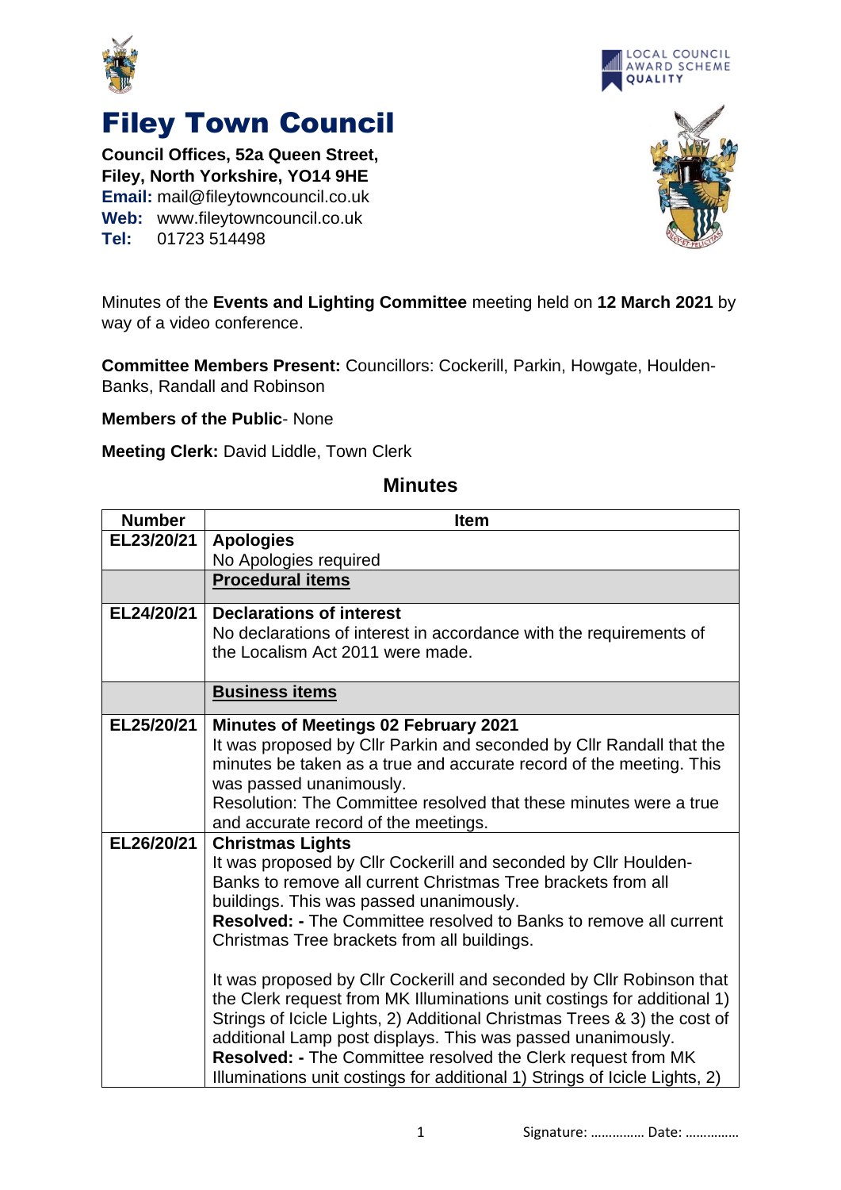# Filey Town Council

**Council Offices, 52a Queen Street,**
**Filey, North Yorkshire, YO14 9HE**
**Email:** mail@fileytowncouncil.co.uk
**Web:** www.fileytowncouncil.co.uk
**Tel:** 01723 514498

LOCAL COUNCIL AWARD SCHEME QUALITY

Minutes of the **Events and Lighting Committee** meeting held on **12 March 2021** by way of a video conference.

**Committee Members Present:** Councillors: Cockerill, Parkin, Howgate, Houlden-Banks, Randall and Robinson

**Members of the Public**- None

**Meeting Clerk:** David Liddle, Town Clerk

## Minutes

| Number | Item |
|---|---|
| EL23/20/21 | **Apologies**<br>No Apologies required |
| | **Procedural items** |
| EL24/20/21 | **Declarations of interest**<br>No declarations of interest in accordance with the requirements of the Localism Act 2011 were made. |
| | **Business items** |
| EL25/20/21 | **Minutes of Meetings 02 February 2021**<br>It was proposed by Cllr Parkin and seconded by Cllr Randall that the minutes be taken as a true and accurate record of the meeting. This was passed unanimously.<br>Resolution: The Committee resolved that these minutes were a true and accurate record of the meetings. |
| EL26/20/21 | **Christmas Lights**<br>It was proposed by Cllr Cockerill and seconded by Cllr Houlden-Banks to remove all current Christmas Tree brackets from all buildings. This was passed unanimously.<br>**Resolved: -** The Committee resolved to Banks to remove all current Christmas Tree brackets from all buildings.<br><br>It was proposed by Cllr Cockerill and seconded by Cllr Robinson that the Clerk request from MK Illuminations unit costings for additional 1) Strings of Icicle Lights, 2) Additional Christmas Trees & 3) the cost of additional Lamp post displays. This was passed unanimously.<br>**Resolved: -** The Committee resolved the Clerk request from MK Illuminations unit costings for additional 1) Strings of Icicle Lights, 2) |

Signature: …………… Date: ……………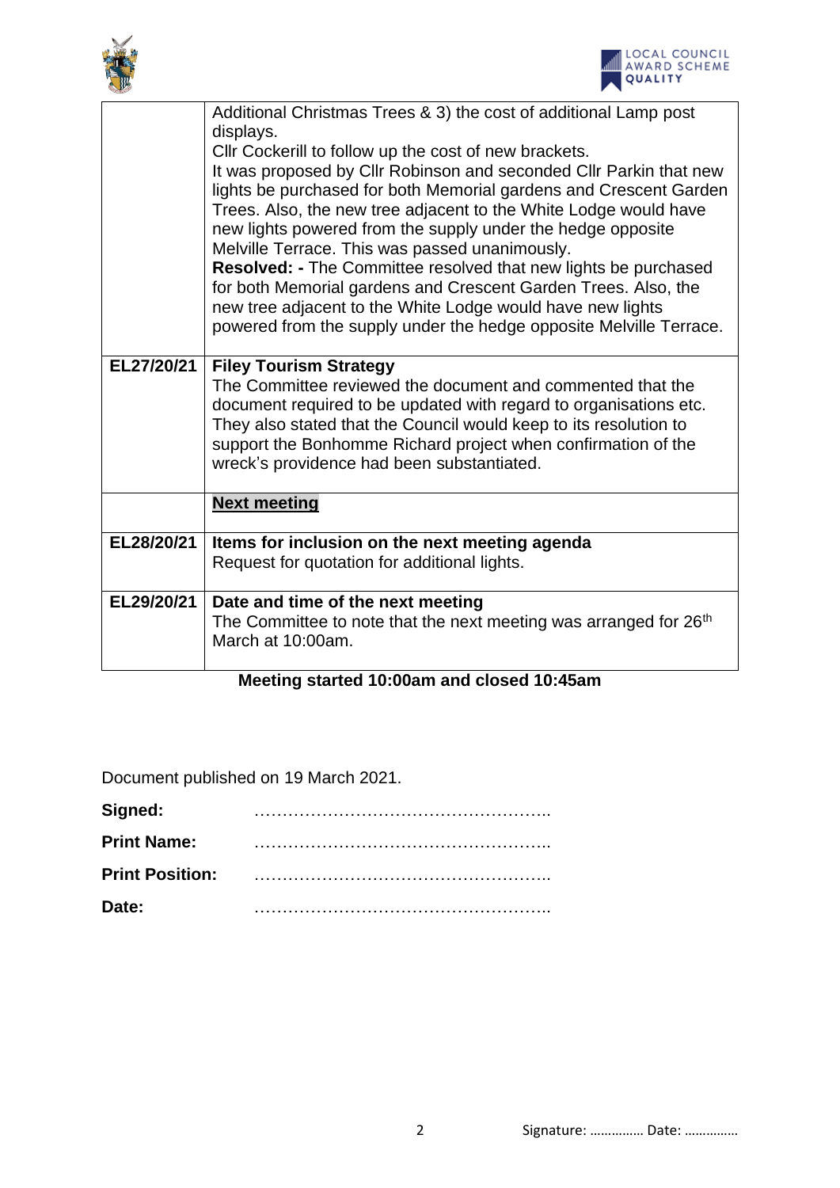| | |
|---|---|
| | Additional Christmas Trees & 3) the cost of additional Lamp post displays.<br>Cllr Cockerill to follow up the cost of new brackets.<br>It was proposed by Cllr Robinson and seconded Cllr Parkin that new lights be purchased for both Memorial gardens and Crescent Garden Trees. Also, the new tree adjacent to the White Lodge would have new lights powered from the supply under the hedge opposite Melville Terrace. This was passed unanimously.<br>**Resolved: -** The Committee resolved that new lights be purchased for both Memorial gardens and Crescent Garden Trees. Also, the new tree adjacent to the White Lodge would have new lights powered from the supply under the hedge opposite Melville Terrace. |
| **EL27/20/21** | **Filey Tourism Strategy**<br>The Committee reviewed the document and commented that the document required to be updated with regard to organisations etc. They also stated that the Council would keep to its resolution to support the Bonhomme Richard project when confirmation of the wreck's providence had been substantiated. |
| | **Next meeting** |
| **EL28/20/21** | **Items for inclusion on the next meeting agenda**<br>Request for quotation for additional lights. |
| **EL29/20/21** | **Date and time of the next meeting**<br>The Committee to note that the next meeting was arranged for 26th March at 10:00am. |

**Meeting started 10:00am and closed 10:45am**

Document published on 19 March 2021.

**Signed:** ……………………………………………..

**Print Name:** ……………………………………………..

**Print Position:** ……………………………………………..

**Date:** ……………………………………………..